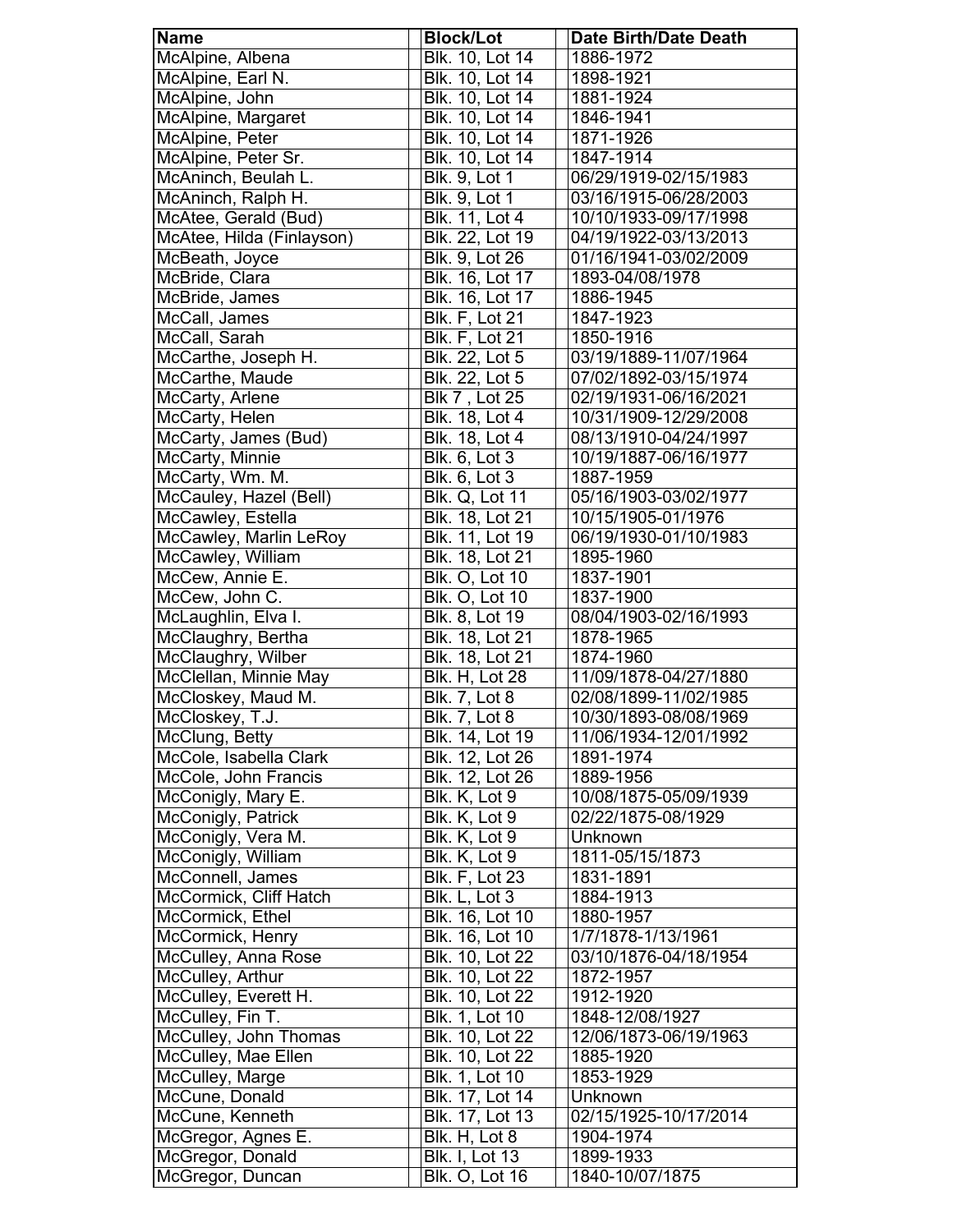| Name | Block/Lot | Date Birth/Date Death |
|---|---|---|
| McAlpine, Albena | Blk. 10, Lot 14 | 1886-1972 |
| McAlpine, Earl N. | Blk. 10, Lot 14 | 1898-1921 |
| McAlpine, John | Blk. 10, Lot 14 | 1881-1924 |
| McAlpine, Margaret | Blk. 10, Lot 14 | 1846-1941 |
| McAlpine, Peter | Blk. 10, Lot 14 | 1871-1926 |
| McAlpine, Peter Sr. | Blk. 10, Lot 14 | 1847-1914 |
| McAninch, Beulah L. | Blk. 9, Lot 1 | 06/29/1919-02/15/1983 |
| McAninch, Ralph H. | Blk. 9, Lot 1 | 03/16/1915-06/28/2003 |
| McAtee, Gerald (Bud) | Blk. 11, Lot 4 | 10/10/1933-09/17/1998 |
| McAtee, Hilda (Finlayson) | Blk. 22, Lot 19 | 04/19/1922-03/13/2013 |
| McBeath, Joyce | Blk. 9, Lot 26 | 01/16/1941-03/02/2009 |
| McBride, Clara | Blk. 16, Lot 17 | 1893-04/08/1978 |
| McBride, James | Blk. 16, Lot 17 | 1886-1945 |
| McCall, James | Blk. F, Lot 21 | 1847-1923 |
| McCall, Sarah | Blk. F, Lot 21 | 1850-1916 |
| McCarthe, Joseph H. | Blk. 22, Lot 5 | 03/19/1889-11/07/1964 |
| McCarthe, Maude | Blk. 22, Lot 5 | 07/02/1892-03/15/1974 |
| McCarty, Arlene | Blk 7 , Lot 25 | 02/19/1931-06/16/2021 |
| McCarty, Helen | Blk. 18, Lot 4 | 10/31/1909-12/29/2008 |
| McCarty, James (Bud) | Blk. 18, Lot 4 | 08/13/1910-04/24/1997 |
| McCarty, Minnie | Blk. 6, Lot 3 | 10/19/1887-06/16/1977 |
| McCarty, Wm. M. | Blk. 6, Lot 3 | 1887-1959 |
| McCauley, Hazel (Bell) | Blk. Q, Lot 11 | 05/16/1903-03/02/1977 |
| McCawley, Estella | Blk. 18, Lot 21 | 10/15/1905-01/1976 |
| McCawley, Marlin LeRoy | Blk. 11, Lot 19 | 06/19/1930-01/10/1983 |
| McCawley, William | Blk. 18, Lot 21 | 1895-1960 |
| McCew, Annie E. | Blk. O, Lot 10 | 1837-1901 |
| McCew, John C. | Blk. O, Lot 10 | 1837-1900 |
| McLaughlin, Elva I. | Blk. 8, Lot 19 | 08/04/1903-02/16/1993 |
| McClaughry, Bertha | Blk. 18, Lot 21 | 1878-1965 |
| McClaughry, Wilber | Blk. 18, Lot 21 | 1874-1960 |
| McClellan, Minnie May | Blk. H, Lot 28 | 11/09/1878-04/27/1880 |
| McCloskey, Maud M. | Blk. 7, Lot 8 | 02/08/1899-11/02/1985 |
| McCloskey, T.J. | Blk. 7, Lot 8 | 10/30/1893-08/08/1969 |
| McClung, Betty | Blk. 14, Lot 19 | 11/06/1934-12/01/1992 |
| McCole, Isabella Clark | Blk. 12, Lot 26 | 1891-1974 |
| McCole, John Francis | Blk. 12, Lot 26 | 1889-1956 |
| McConigly, Mary E. | Blk. K, Lot 9 | 10/08/1875-05/09/1939 |
| McConigly, Patrick | Blk. K, Lot 9 | 02/22/1875-08/1929 |
| McConigly, Vera M. | Blk. K, Lot 9 | Unknown |
| McConigly, William | Blk. K, Lot 9 | 1811-05/15/1873 |
| McConnell, James | Blk. F, Lot 23 | 1831-1891 |
| McCormick, Cliff Hatch | Blk. L, Lot 3 | 1884-1913 |
| McCormick, Ethel | Blk. 16, Lot 10 | 1880-1957 |
| McCormick, Henry | Blk. 16, Lot 10 | 1/7/1878-1/13/1961 |
| McCulley, Anna Rose | Blk. 10, Lot 22 | 03/10/1876-04/18/1954 |
| McCulley, Arthur | Blk. 10, Lot 22 | 1872-1957 |
| McCulley, Everett H. | Blk. 10, Lot 22 | 1912-1920 |
| McCulley, Fin T. | Blk. 1, Lot 10 | 1848-12/08/1927 |
| McCulley, John Thomas | Blk. 10, Lot 22 | 12/06/1873-06/19/1963 |
| McCulley, Mae Ellen | Blk. 10, Lot 22 | 1885-1920 |
| McCulley, Marge | Blk. 1, Lot 10 | 1853-1929 |
| McCune, Donald | Blk. 17, Lot 14 | Unknown |
| McCune, Kenneth | Blk. 17, Lot 13 | 02/15/1925-10/17/2014 |
| McGregor, Agnes E. | Blk. H, Lot 8 | 1904-1974 |
| McGregor, Donald | Blk. I, Lot 13 | 1899-1933 |
| McGregor, Duncan | Blk. O, Lot 16 | 1840-10/07/1875 |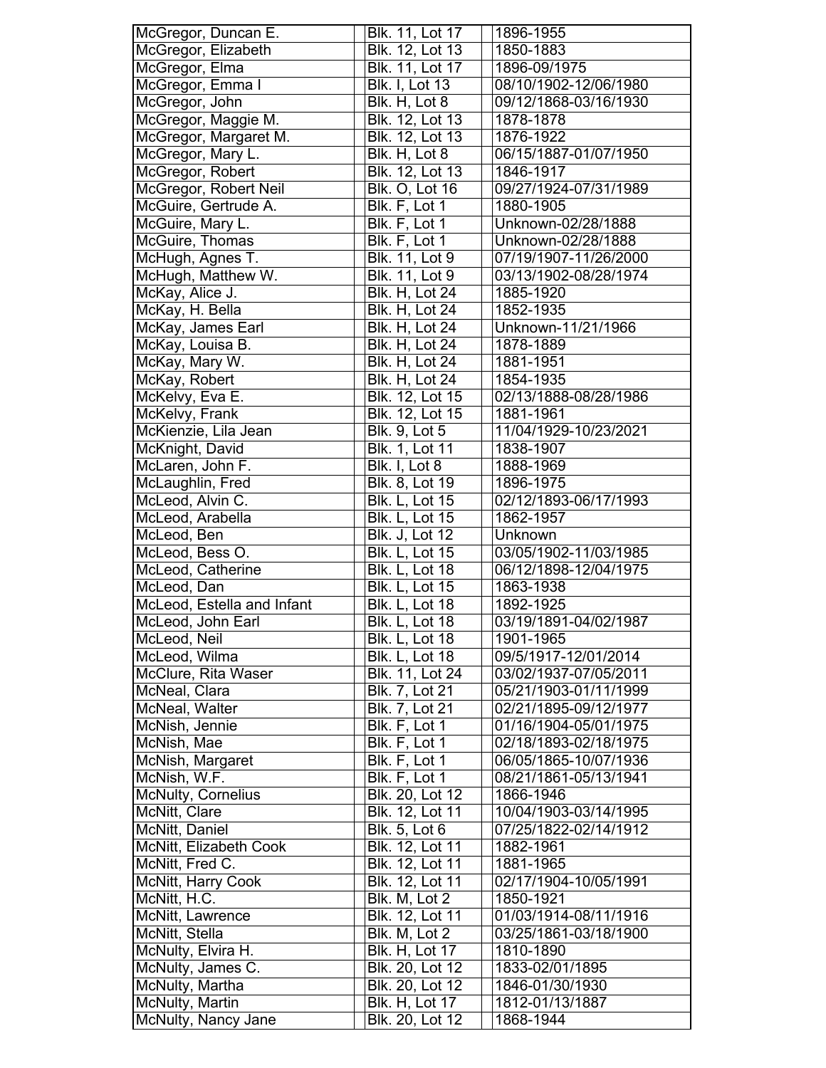| McGregor, Duncan E. | Blk. 11, Lot 17 | 1896-1955 |
|---|---|---|
| McGregor, Elizabeth | Blk. 12, Lot 13 | 1850-1883 |
| McGregor, Elma | Blk. 11, Lot 17 | 1896-09/1975 |
| McGregor, Emma I | Blk. I, Lot 13 | 08/10/1902-12/06/1980 |
| McGregor, John | Blk. H, Lot 8 | 09/12/1868-03/16/1930 |
| McGregor, Maggie M. | Blk. 12, Lot 13 | 1878-1878 |
| McGregor, Margaret M. | Blk. 12, Lot 13 | 1876-1922 |
| McGregor, Mary L. | Blk. H, Lot 8 | 06/15/1887-01/07/1950 |
| McGregor, Robert | Blk. 12, Lot 13 | 1846-1917 |
| McGregor, Robert Neil | Blk. O, Lot 16 | 09/27/1924-07/31/1989 |
| McGuire, Gertrude A. | Blk. F, Lot 1 | 1880-1905 |
| McGuire, Mary L. | Blk. F, Lot 1 | Unknown-02/28/1888 |
| McGuire, Thomas | Blk. F, Lot 1 | Unknown-02/28/1888 |
| McHugh, Agnes T. | Blk. 11, Lot 9 | 07/19/1907-11/26/2000 |
| McHugh, Matthew W. | Blk. 11, Lot 9 | 03/13/1902-08/28/1974 |
| McKay, Alice J. | Blk. H, Lot 24 | 1885-1920 |
| McKay, H. Bella | Blk. H, Lot 24 | 1852-1935 |
| McKay, James Earl | Blk. H, Lot 24 | Unknown-11/21/1966 |
| McKay, Louisa B. | Blk. H, Lot 24 | 1878-1889 |
| McKay, Mary W. | Blk. H, Lot 24 | 1881-1951 |
| McKay, Robert | Blk. H, Lot 24 | 1854-1935 |
| McKelvy, Eva E. | Blk. 12, Lot 15 | 02/13/1888-08/28/1986 |
| McKelvy, Frank | Blk. 12, Lot 15 | 1881-1961 |
| McKienzie, Lila Jean | Blk. 9, Lot 5 | 11/04/1929-10/23/2021 |
| McKnight, David | Blk. 1, Lot 11 | 1838-1907 |
| McLaren, John F. | Blk. I, Lot 8 | 1888-1969 |
| McLaughlin, Fred | Blk. 8, Lot 19 | 1896-1975 |
| McLeod, Alvin C. | Blk. L, Lot 15 | 02/12/1893-06/17/1993 |
| McLeod, Arabella | Blk. L, Lot 15 | 1862-1957 |
| McLeod, Ben | Blk. J, Lot 12 | Unknown |
| McLeod, Bess O. | Blk. L, Lot 15 | 03/05/1902-11/03/1985 |
| McLeod, Catherine | Blk. L, Lot 18 | 06/12/1898-12/04/1975 |
| McLeod, Dan | Blk. L, Lot 15 | 1863-1938 |
| McLeod, Estella and Infant | Blk. L, Lot 18 | 1892-1925 |
| McLeod, John Earl | Blk. L, Lot 18 | 03/19/1891-04/02/1987 |
| McLeod, Neil | Blk. L, Lot 18 | 1901-1965 |
| McLeod, Wilma | Blk. L, Lot 18 | 09/5/1917-12/01/2014 |
| McClure, Rita Waser | Blk. 11, Lot 24 | 03/02/1937-07/05/2011 |
| McNeal, Clara | Blk. 7, Lot 21 | 05/21/1903-01/11/1999 |
| McNeal, Walter | Blk. 7, Lot 21 | 02/21/1895-09/12/1977 |
| McNish, Jennie | Blk. F, Lot 1 | 01/16/1904-05/01/1975 |
| McNish, Mae | Blk. F, Lot 1 | 02/18/1893-02/18/1975 |
| McNish, Margaret | Blk. F, Lot 1 | 06/05/1865-10/07/1936 |
| McNish, W.F. | Blk. F, Lot 1 | 08/21/1861-05/13/1941 |
| McNulty, Cornelius | Blk. 20, Lot 12 | 1866-1946 |
| McNitt, Clare | Blk. 12, Lot 11 | 10/04/1903-03/14/1995 |
| McNitt, Daniel | Blk. 5, Lot 6 | 07/25/1822-02/14/1912 |
| McNitt, Elizabeth Cook | Blk. 12, Lot 11 | 1882-1961 |
| McNitt, Fred C. | Blk. 12, Lot 11 | 1881-1965 |
| McNitt, Harry Cook | Blk. 12, Lot 11 | 02/17/1904-10/05/1991 |
| McNitt, H.C. | Blk. M, Lot 2 | 1850-1921 |
| McNitt, Lawrence | Blk. 12, Lot 11 | 01/03/1914-08/11/1916 |
| McNitt, Stella | Blk. M, Lot 2 | 03/25/1861-03/18/1900 |
| McNulty, Elvira H. | Blk. H, Lot 17 | 1810-1890 |
| McNulty, James C. | Blk. 20, Lot 12 | 1833-02/01/1895 |
| McNulty, Martha | Blk. 20, Lot 12 | 1846-01/30/1930 |
| McNulty, Martin | Blk. H, Lot 17 | 1812-01/13/1887 |
| McNulty, Nancy Jane | Blk. 20, Lot 12 | 1868-1944 |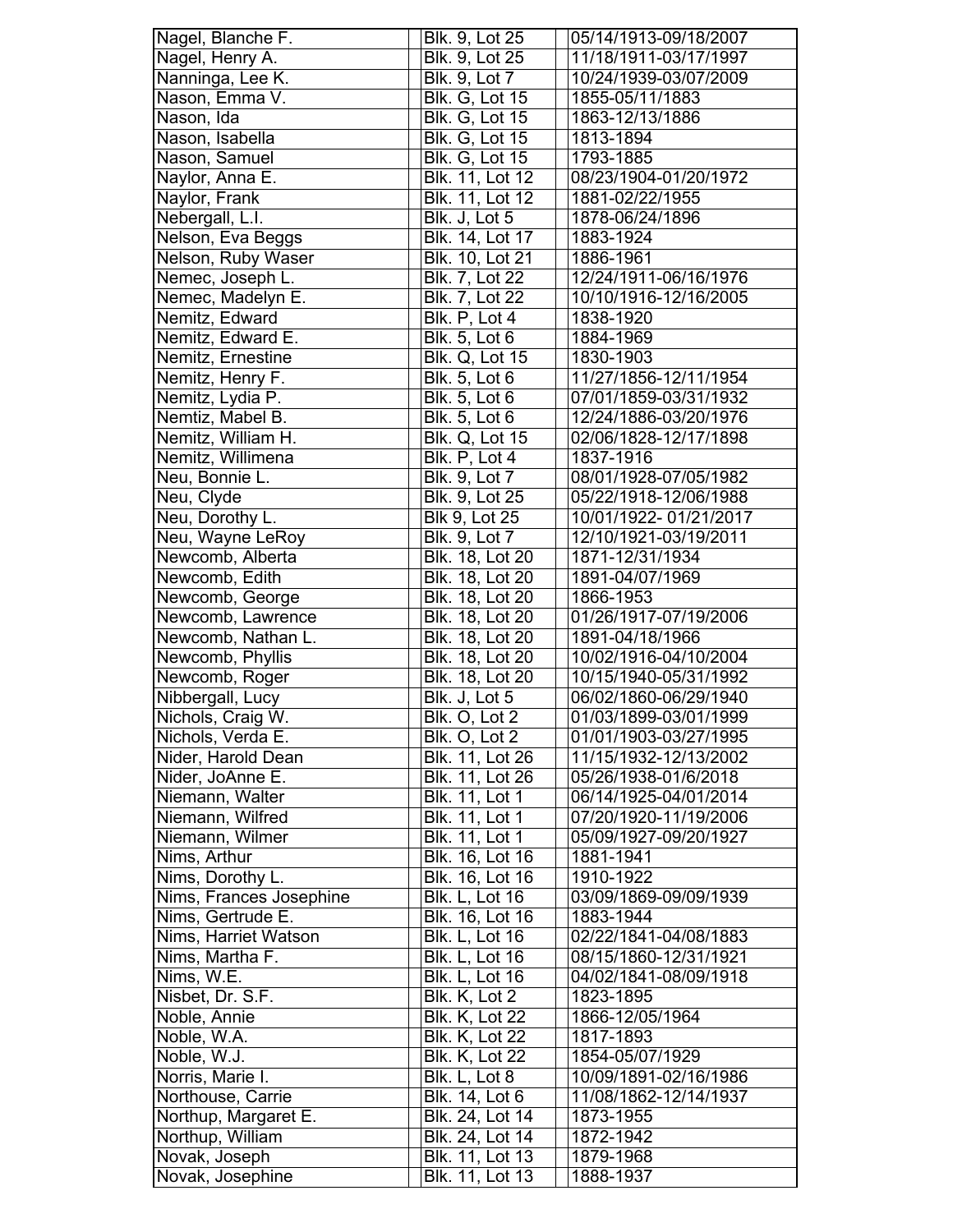| | | |
|---|---|---|
| Nagel, Blanche F. | Blk. 9, Lot 25 | 05/14/1913-09/18/2007 |
| Nagel, Henry A. | Blk. 9, Lot 25 | 11/18/1911-03/17/1997 |
| Nanninga, Lee K. | Blk. 9, Lot 7 | 10/24/1939-03/07/2009 |
| Nason, Emma V. | Blk. G, Lot 15 | 1855-05/11/1883 |
| Nason, Ida | Blk. G, Lot 15 | 1863-12/13/1886 |
| Nason, Isabella | Blk. G, Lot 15 | 1813-1894 |
| Nason, Samuel | Blk. G, Lot 15 | 1793-1885 |
| Naylor, Anna E. | Blk. 11, Lot 12 | 08/23/1904-01/20/1972 |
| Naylor, Frank | Blk. 11, Lot 12 | 1881-02/22/1955 |
| Nebergall, L.I. | Blk. J, Lot 5 | 1878-06/24/1896 |
| Nelson, Eva Beggs | Blk. 14, Lot 17 | 1883-1924 |
| Nelson, Ruby Waser | Blk. 10, Lot 21 | 1886-1961 |
| Nemec, Joseph L. | Blk. 7, Lot 22 | 12/24/1911-06/16/1976 |
| Nemec, Madelyn E. | Blk. 7, Lot 22 | 10/10/1916-12/16/2005 |
| Nemitz, Edward | Blk. P, Lot 4 | 1838-1920 |
| Nemitz, Edward E. | Blk. 5, Lot 6 | 1884-1969 |
| Nemitz, Ernestine | Blk. Q, Lot 15 | 1830-1903 |
| Nemitz, Henry F. | Blk. 5, Lot 6 | 11/27/1856-12/11/1954 |
| Nemitz, Lydia P. | Blk. 5, Lot 6 | 07/01/1859-03/31/1932 |
| Nemtiz, Mabel B. | Blk. 5, Lot 6 | 12/24/1886-03/20/1976 |
| Nemitz, William H. | Blk. Q, Lot 15 | 02/06/1828-12/17/1898 |
| Nemitz, Willimena | Blk. P, Lot 4 | 1837-1916 |
| Neu, Bonnie L. | Blk. 9, Lot 7 | 08/01/1928-07/05/1982 |
| Neu, Clyde | Blk. 9, Lot 25 | 05/22/1918-12/06/1988 |
| Neu, Dorothy L. | Blk 9, Lot 25 | 10/01/1922- 01/21/2017 |
| Neu, Wayne LeRoy | Blk. 9, Lot 7 | 12/10/1921-03/19/2011 |
| Newcomb, Alberta | Blk. 18, Lot 20 | 1871-12/31/1934 |
| Newcomb, Edith | Blk. 18, Lot 20 | 1891-04/07/1969 |
| Newcomb, George | Blk. 18, Lot 20 | 1866-1953 |
| Newcomb, Lawrence | Blk. 18, Lot 20 | 01/26/1917-07/19/2006 |
| Newcomb, Nathan L. | Blk. 18, Lot 20 | 1891-04/18/1966 |
| Newcomb, Phyllis | Blk. 18, Lot 20 | 10/02/1916-04/10/2004 |
| Newcomb, Roger | Blk. 18, Lot 20 | 10/15/1940-05/31/1992 |
| Nibbergall, Lucy | Blk. J, Lot 5 | 06/02/1860-06/29/1940 |
| Nichols, Craig W. | Blk. O, Lot 2 | 01/03/1899-03/01/1999 |
| Nichols, Verda E. | Blk. O, Lot 2 | 01/01/1903-03/27/1995 |
| Nider, Harold Dean | Blk. 11, Lot 26 | 11/15/1932-12/13/2002 |
| Nider, JoAnne E. | Blk. 11, Lot 26 | 05/26/1938-01/6/2018 |
| Niemann, Walter | Blk. 11, Lot 1 | 06/14/1925-04/01/2014 |
| Niemann, Wilfred | Blk. 11, Lot 1 | 07/20/1920-11/19/2006 |
| Niemann, Wilmer | Blk. 11, Lot 1 | 05/09/1927-09/20/1927 |
| Nims, Arthur | Blk. 16, Lot 16 | 1881-1941 |
| Nims, Dorothy L. | Blk. 16, Lot 16 | 1910-1922 |
| Nims, Frances Josephine | Blk. L, Lot 16 | 03/09/1869-09/09/1939 |
| Nims, Gertrude E. | Blk. 16, Lot 16 | 1883-1944 |
| Nims, Harriet Watson | Blk. L, Lot 16 | 02/22/1841-04/08/1883 |
| Nims, Martha F. | Blk. L, Lot 16 | 08/15/1860-12/31/1921 |
| Nims, W.E. | Blk. L, Lot 16 | 04/02/1841-08/09/1918 |
| Nisbet, Dr. S.F. | Blk. K, Lot 2 | 1823-1895 |
| Noble, Annie | Blk. K, Lot 22 | 1866-12/05/1964 |
| Noble, W.A. | Blk. K, Lot 22 | 1817-1893 |
| Noble, W.J. | Blk. K, Lot 22 | 1854-05/07/1929 |
| Norris, Marie I. | Blk. L, Lot 8 | 10/09/1891-02/16/1986 |
| Northouse, Carrie | Blk. 14, Lot 6 | 11/08/1862-12/14/1937 |
| Northup, Margaret E. | Blk. 24, Lot 14 | 1873-1955 |
| Northup, William | Blk. 24, Lot 14 | 1872-1942 |
| Novak, Joseph | Blk. 11, Lot 13 | 1879-1968 |
| Novak, Josephine | Blk. 11, Lot 13 | 1888-1937 |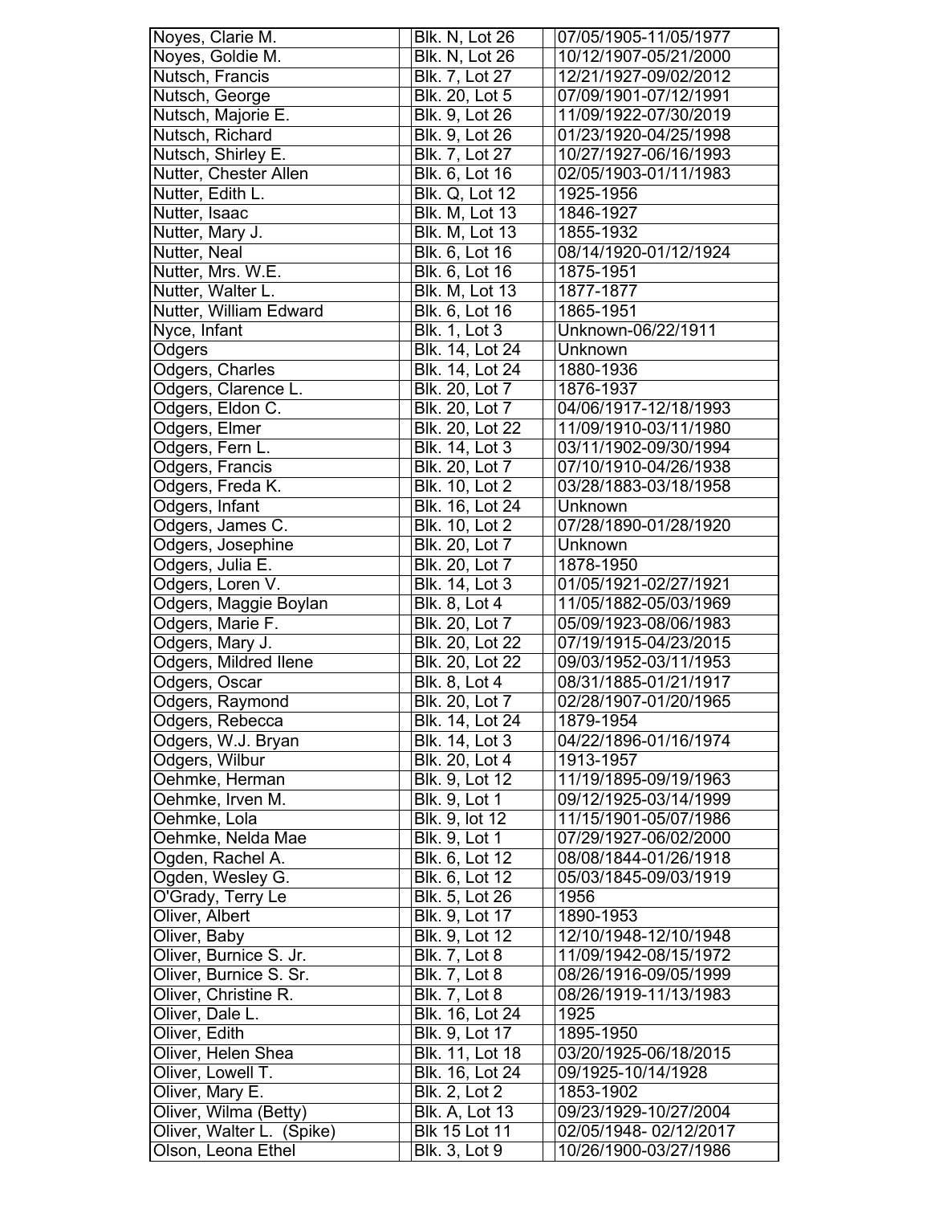| Noyes, Clarie M. | Blk. N, Lot 26 | 07/05/1905-11/05/1977 |
|---|---|---|
| Noyes, Goldie M. | Blk. N, Lot 26 | 10/12/1907-05/21/2000 |
| Nutsch, Francis | Blk. 7, Lot 27 | 12/21/1927-09/02/2012 |
| Nutsch, George | Blk. 20, Lot 5 | 07/09/1901-07/12/1991 |
| Nutsch, Majorie E. | Blk. 9, Lot 26 | 11/09/1922-07/30/2019 |
| Nutsch, Richard | Blk. 9, Lot 26 | 01/23/1920-04/25/1998 |
| Nutsch, Shirley E. | Blk. 7, Lot 27 | 10/27/1927-06/16/1993 |
| Nutter, Chester Allen | Blk. 6, Lot 16 | 02/05/1903-01/11/1983 |
| Nutter, Edith L. | Blk. Q, Lot 12 | 1925-1956 |
| Nutter, Isaac | Blk. M, Lot 13 | 1846-1927 |
| Nutter, Mary J. | Blk. M, Lot 13 | 1855-1932 |
| Nutter, Neal | Blk. 6, Lot 16 | 08/14/1920-01/12/1924 |
| Nutter, Mrs. W.E. | Blk. 6, Lot 16 | 1875-1951 |
| Nutter, Walter L. | Blk. M, Lot 13 | 1877-1877 |
| Nutter, William Edward | Blk. 6, Lot 16 | 1865-1951 |
| Nyce, Infant | Blk. 1, Lot 3 | Unknown-06/22/1911 |
| Odgers | Blk. 14, Lot 24 | Unknown |
| Odgers, Charles | Blk. 14, Lot 24 | 1880-1936 |
| Odgers, Clarence L. | Blk. 20, Lot 7 | 1876-1937 |
| Odgers, Eldon C. | Blk. 20, Lot 7 | 04/06/1917-12/18/1993 |
| Odgers, Elmer | Blk. 20, Lot 22 | 11/09/1910-03/11/1980 |
| Odgers, Fern L. | Blk. 14, Lot 3 | 03/11/1902-09/30/1994 |
| Odgers, Francis | Blk. 20, Lot 7 | 07/10/1910-04/26/1938 |
| Odgers, Freda K. | Blk. 10, Lot 2 | 03/28/1883-03/18/1958 |
| Odgers, Infant | Blk. 16, Lot 24 | Unknown |
| Odgers, James C. | Blk. 10, Lot 2 | 07/28/1890-01/28/1920 |
| Odgers, Josephine | Blk. 20, Lot 7 | Unknown |
| Odgers, Julia E. | Blk. 20, Lot 7 | 1878-1950 |
| Odgers, Loren V. | Blk. 14, Lot 3 | 01/05/1921-02/27/1921 |
| Odgers, Maggie Boylan | Blk. 8, Lot 4 | 11/05/1882-05/03/1969 |
| Odgers, Marie F. | Blk. 20, Lot 7 | 05/09/1923-08/06/1983 |
| Odgers, Mary J. | Blk. 20, Lot 22 | 07/19/1915-04/23/2015 |
| Odgers, Mildred Ilene | Blk. 20, Lot 22 | 09/03/1952-03/11/1953 |
| Odgers, Oscar | Blk. 8, Lot 4 | 08/31/1885-01/21/1917 |
| Odgers, Raymond | Blk. 20, Lot 7 | 02/28/1907-01/20/1965 |
| Odgers, Rebecca | Blk. 14, Lot 24 | 1879-1954 |
| Odgers, W.J. Bryan | Blk. 14, Lot 3 | 04/22/1896-01/16/1974 |
| Odgers, Wilbur | Blk. 20, Lot 4 | 1913-1957 |
| Oehmke, Herman | Blk. 9, Lot 12 | 11/19/1895-09/19/1963 |
| Oehmke, Irven M. | Blk. 9, Lot 1 | 09/12/1925-03/14/1999 |
| Oehmke, Lola | Blk. 9, lot 12 | 11/15/1901-05/07/1986 |
| Oehmke, Nelda Mae | Blk. 9, Lot 1 | 07/29/1927-06/02/2000 |
| Ogden, Rachel A. | Blk. 6, Lot 12 | 08/08/1844-01/26/1918 |
| Ogden, Wesley G. | Blk. 6, Lot 12 | 05/03/1845-09/03/1919 |
| O'Grady, Terry Le | Blk. 5, Lot 26 | 1956 |
| Oliver, Albert | Blk. 9, Lot 17 | 1890-1953 |
| Oliver, Baby | Blk. 9, Lot 12 | 12/10/1948-12/10/1948 |
| Oliver, Burnice S. Jr. | Blk. 7, Lot 8 | 11/09/1942-08/15/1972 |
| Oliver, Burnice S. Sr. | Blk. 7, Lot 8 | 08/26/1916-09/05/1999 |
| Oliver, Christine R. | Blk. 7, Lot 8 | 08/26/1919-11/13/1983 |
| Oliver, Dale L. | Blk. 16, Lot 24 | 1925 |
| Oliver, Edith | Blk. 9, Lot 17 | 1895-1950 |
| Oliver, Helen Shea | Blk. 11, Lot 18 | 03/20/1925-06/18/2015 |
| Oliver, Lowell T. | Blk. 16, Lot 24 | 09/1925-10/14/1928 |
| Oliver, Mary E. | Blk. 2, Lot 2 | 1853-1902 |
| Oliver, Wilma (Betty) | Blk. A, Lot 13 | 09/23/1929-10/27/2004 |
| Oliver, Walter L. (Spike) | Blk 15 Lot 11 | 02/05/1948- 02/12/2017 |
| Olson, Leona Ethel | Blk. 3, Lot 9 | 10/26/1900-03/27/1986 |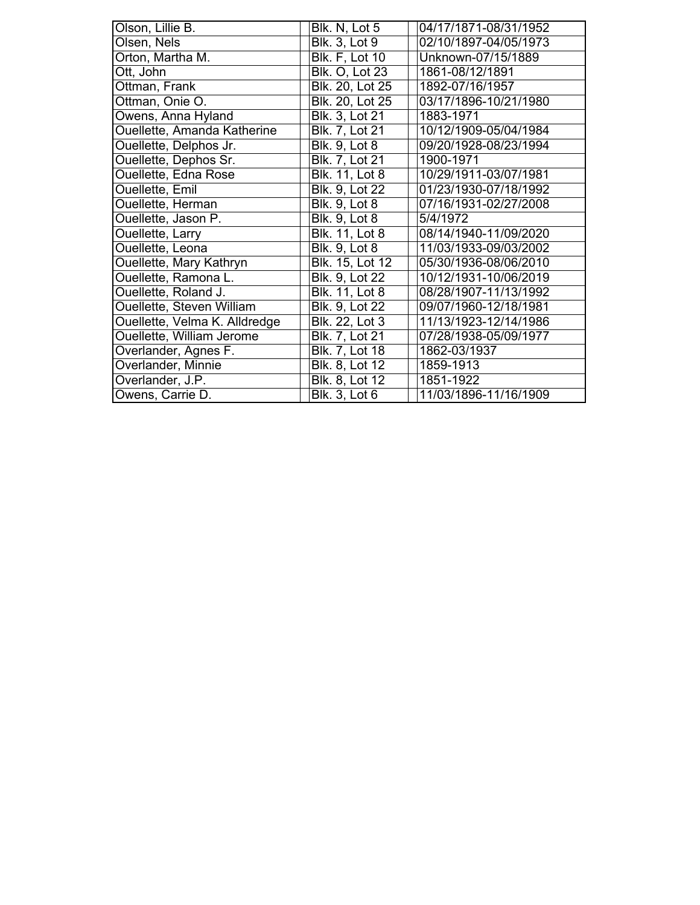| | | |
|---|---|---|
| Olson, Lillie B. | Blk. N, Lot 5 | 04/17/1871-08/31/1952 |
| Olsen, Nels | Blk. 3, Lot 9 | 02/10/1897-04/05/1973 |
| Orton, Martha M. | Blk. F, Lot 10 | Unknown-07/15/1889 |
| Ott, John | Blk. O, Lot 23 | 1861-08/12/1891 |
| Ottman, Frank | Blk. 20, Lot 25 | 1892-07/16/1957 |
| Ottman, Onie O. | Blk. 20, Lot 25 | 03/17/1896-10/21/1980 |
| Owens, Anna Hyland | Blk. 3, Lot 21 | 1883-1971 |
| Ouellette, Amanda Katherine | Blk. 7, Lot 21 | 10/12/1909-05/04/1984 |
| Ouellette, Delphos Jr. | Blk. 9, Lot 8 | 09/20/1928-08/23/1994 |
| Ouellette, Dephos Sr. | Blk. 7, Lot 21 | 1900-1971 |
| Ouellette, Edna Rose | Blk. 11, Lot 8 | 10/29/1911-03/07/1981 |
| Ouellette, Emil | Blk. 9, Lot 22 | 01/23/1930-07/18/1992 |
| Ouellette, Herman | Blk. 9, Lot 8 | 07/16/1931-02/27/2008 |
| Ouellette, Jason P. | Blk. 9, Lot 8 | 5/4/1972 |
| Ouellette, Larry | Blk. 11, Lot 8 | 08/14/1940-11/09/2020 |
| Ouellette, Leona | Blk. 9, Lot 8 | 11/03/1933-09/03/2002 |
| Ouellette, Mary Kathryn | Blk. 15, Lot 12 | 05/30/1936-08/06/2010 |
| Ouellette, Ramona L. | Blk. 9, Lot 22 | 10/12/1931-10/06/2019 |
| Ouellette, Roland J. | Blk. 11, Lot 8 | 08/28/1907-11/13/1992 |
| Ouellette, Steven William | Blk. 9, Lot 22 | 09/07/1960-12/18/1981 |
| Ouellette, Velma K. Alldredge | Blk. 22, Lot 3 | 11/13/1923-12/14/1986 |
| Ouellette, William Jerome | Blk. 7, Lot 21 | 07/28/1938-05/09/1977 |
| Overlander, Agnes F. | Blk. 7, Lot 18 | 1862-03/1937 |
| Overlander, Minnie | Blk. 8, Lot 12 | 1859-1913 |
| Overlander, J.P. | Blk. 8, Lot 12 | 1851-1922 |
| Owens, Carrie D. | Blk. 3, Lot 6 | 11/03/1896-11/16/1909 |